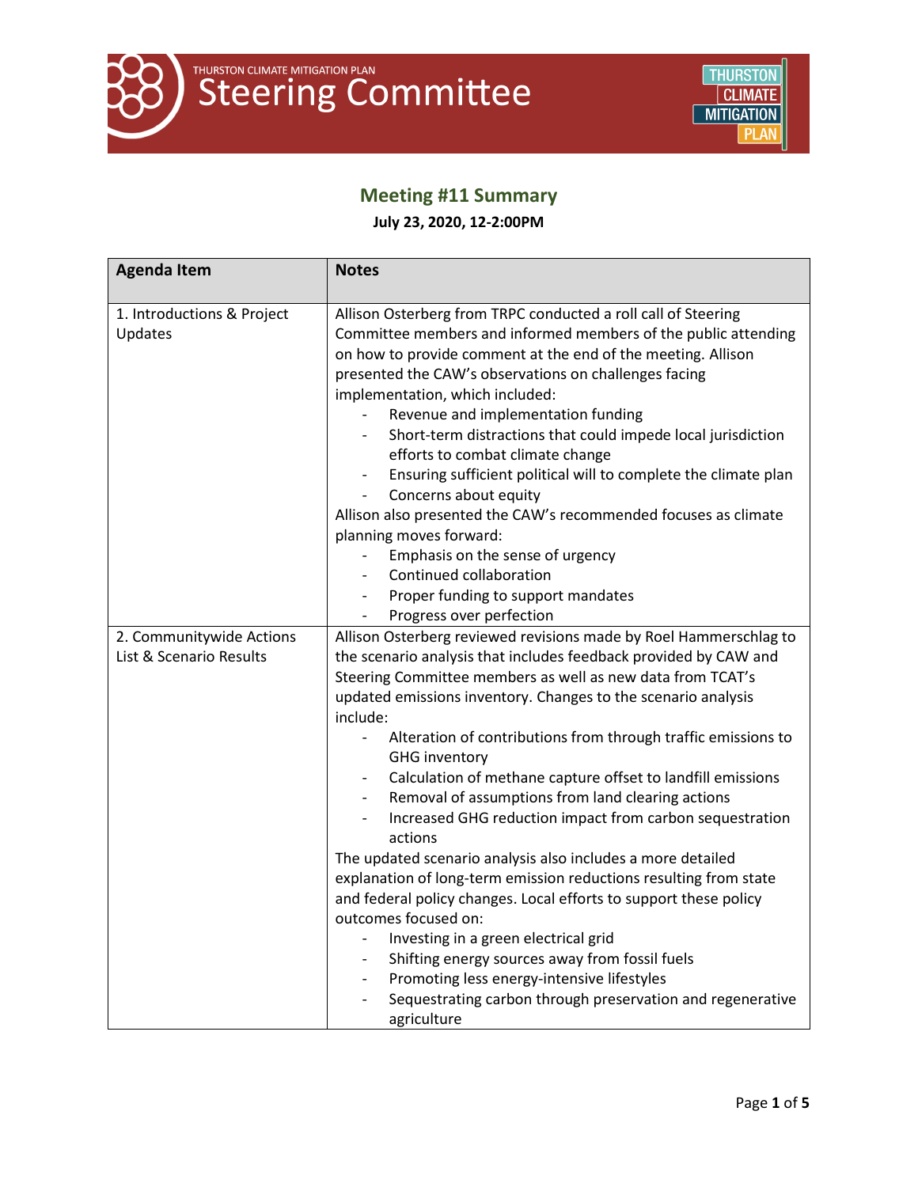THURSTON CLIMATE MITIGATION PLAN

# Steering Committee

## Meeting #11 Summary

**July 23, 2020, 12-2:00PM**

| Agenda Item | Notes |
|---|---|
| 1. Introductions & Project Updates | Allison Osterberg from TRPC conducted a roll call of Steering Committee members and informed members of the public attending on how to provide comment at the end of the meeting. Allison presented the CAW's observations on challenges facing implementation, which included:<br>- Revenue and implementation funding<br>- Short-term distractions that could impede local jurisdiction efforts to combat climate change<br>- Ensuring sufficient political will to complete the climate plan<br>- Concerns about equity<br>Allison also presented the CAW's recommended focuses as climate planning moves forward:<br>- Emphasis on the sense of urgency<br>- Continued collaboration<br>- Proper funding to support mandates<br>- Progress over perfection |
| 2. Communitywide Actions List & Scenario Results | Allison Osterberg reviewed revisions made by Roel Hammerschlag to the scenario analysis that includes feedback provided by CAW and Steering Committee members as well as new data from TCAT's updated emissions inventory. Changes to the scenario analysis include:<br>- Alteration of contributions from through traffic emissions to GHG inventory<br>- Calculation of methane capture offset to landfill emissions<br>- Removal of assumptions from land clearing actions<br>- Increased GHG reduction impact from carbon sequestration actions<br>The updated scenario analysis also includes a more detailed explanation of long-term emission reductions resulting from state and federal policy changes. Local efforts to support these policy outcomes focused on:<br>- Investing in a green electrical grid<br>- Shifting energy sources away from fossil fuels<br>- Promoting less energy-intensive lifestyles<br>- Sequestrating carbon through preservation and regenerative agriculture |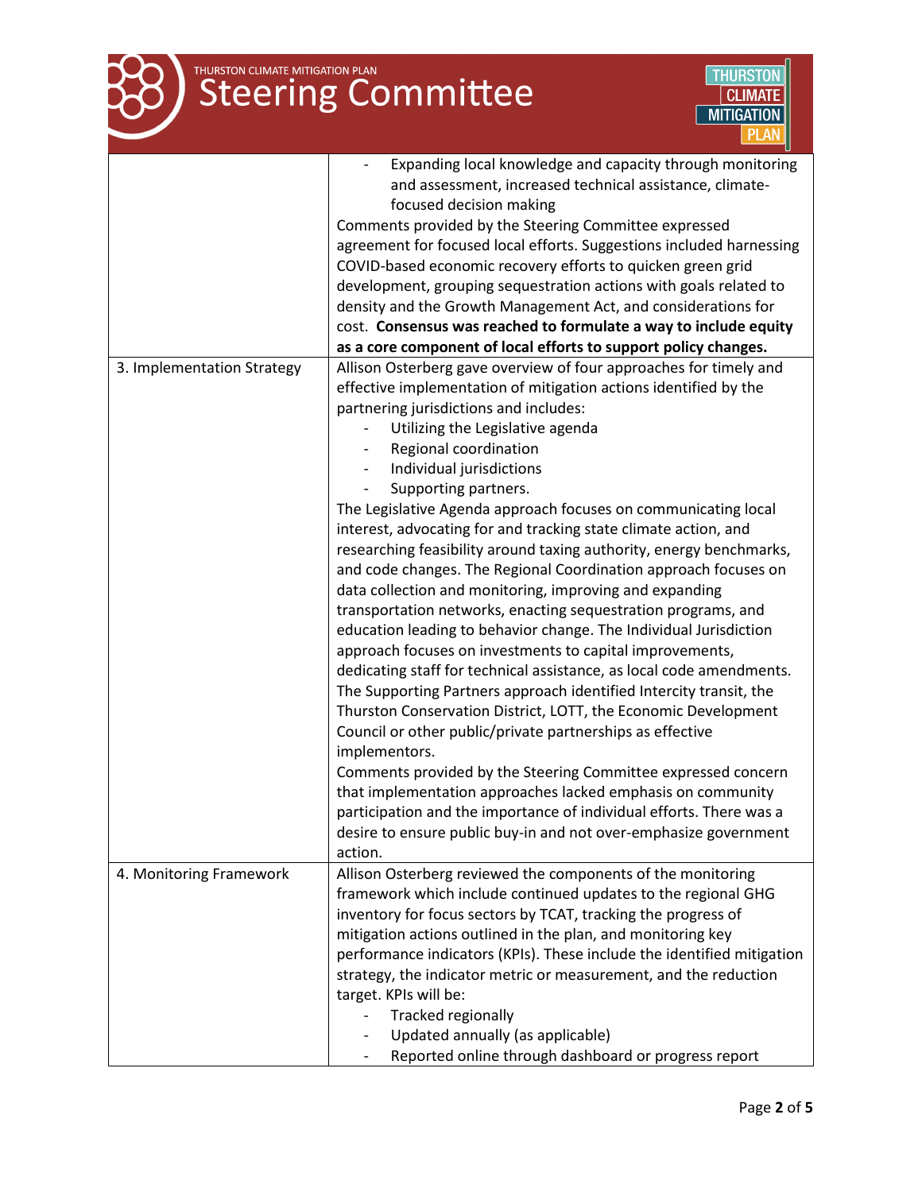| | |
|---|---|
| | - Expanding local knowledge and capacity through monitoring and assessment, increased technical assistance, climate-focused decision making<br>Comments provided by the Steering Committee expressed agreement for focused local efforts. Suggestions included harnessing COVID-based economic recovery efforts to quicken green grid development, grouping sequestration actions with goals related to density and the Growth Management Act, and considerations for cost. **Consensus was reached to formulate a way to include equity as a core component of local efforts to support policy changes.** |
| 3. Implementation Strategy | Allison Osterberg gave overview of four approaches for timely and effective implementation of mitigation actions identified by the partnering jurisdictions and includes:<br>- Utilizing the Legislative agenda<br>- Regional coordination<br>- Individual jurisdictions<br>- Supporting partners.<br>The Legislative Agenda approach focuses on communicating local interest, advocating for and tracking state climate action, and researching feasibility around taxing authority, energy benchmarks, and code changes. The Regional Coordination approach focuses on data collection and monitoring, improving and expanding transportation networks, enacting sequestration programs, and education leading to behavior change. The Individual Jurisdiction approach focuses on investments to capital improvements, dedicating staff for technical assistance, as local code amendments. The Supporting Partners approach identified Intercity transit, the Thurston Conservation District, LOTT, the Economic Development Council or other public/private partnerships as effective implementors.<br>Comments provided by the Steering Committee expressed concern that implementation approaches lacked emphasis on community participation and the importance of individual efforts. There was a desire to ensure public buy-in and not over-emphasize government action. |
| 4. Monitoring Framework | Allison Osterberg reviewed the components of the monitoring framework which include continued updates to the regional GHG inventory for focus sectors by TCAT, tracking the progress of mitigation actions outlined in the plan, and monitoring key performance indicators (KPIs). These include the identified mitigation strategy, the indicator metric or measurement, and the reduction target. KPIs will be:<br>- Tracked regionally<br>- Updated annually (as applicable)<br>- Reported online through dashboard or progress report |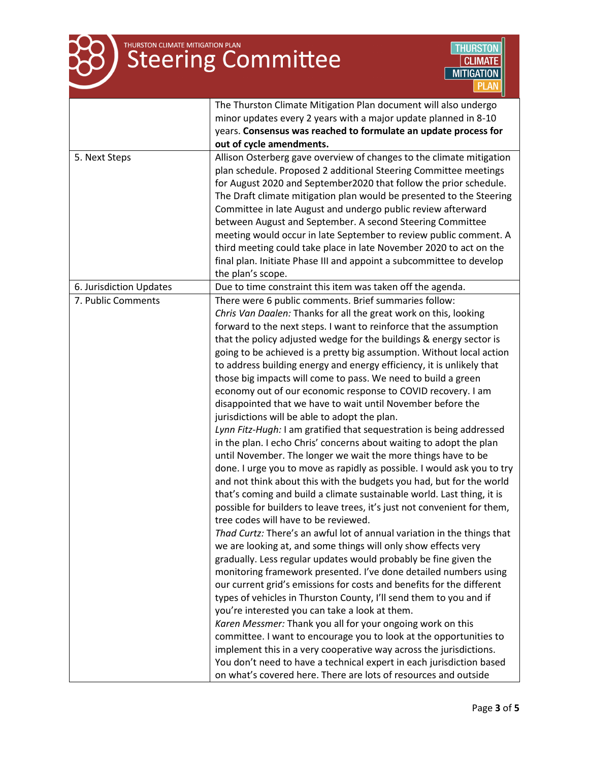| | |
|---|---|
| | The Thurston Climate Mitigation Plan document will also undergo minor updates every 2 years with a major update planned in 8-10 years. **Consensus was reached to formulate an update process for out of cycle amendments.** |
| 5. Next Steps | Allison Osterberg gave overview of changes to the climate mitigation plan schedule. Proposed 2 additional Steering Committee meetings for August 2020 and September2020 that follow the prior schedule. The Draft climate mitigation plan would be presented to the Steering Committee in late August and undergo public review afterward between August and September. A second Steering Committee meeting would occur in late September to review public comment. A third meeting could take place in late November 2020 to act on the final plan. Initiate Phase III and appoint a subcommittee to develop the plan's scope. |
| 6. Jurisdiction Updates | Due to time constraint this item was taken off the agenda. |
| 7. Public Comments | There were 6 public comments. Brief summaries follow:<br>*Chris Van Daalen:* Thanks for all the great work on this, looking forward to the next steps. I want to reinforce that the assumption that the policy adjusted wedge for the buildings & energy sector is going to be achieved is a pretty big assumption. Without local action to address building energy and energy efficiency, it is unlikely that those big impacts will come to pass. We need to build a green economy out of our economic response to COVID recovery. I am disappointed that we have to wait until November before the jurisdictions will be able to adopt the plan.<br>*Lynn Fitz-Hugh:* I am gratified that sequestration is being addressed in the plan. I echo Chris' concerns about waiting to adopt the plan until November. The longer we wait the more things have to be done. I urge you to move as rapidly as possible. I would ask you to try and not think about this with the budgets you had, but for the world that's coming and build a climate sustainable world. Last thing, it is possible for builders to leave trees, it's just not convenient for them, tree codes will have to be reviewed.<br>*Thad Curtz:* There's an awful lot of annual variation in the things that we are looking at, and some things will only show effects very gradually. Less regular updates would probably be fine given the monitoring framework presented. I've done detailed numbers using our current grid's emissions for costs and benefits for the different types of vehicles in Thurston County, I'll send them to you and if you're interested you can take a look at them.<br>*Karen Messmer:* Thank you all for your ongoing work on this committee. I want to encourage you to look at the opportunities to implement this in a very cooperative way across the jurisdictions. You don't need to have a technical expert in each jurisdiction based on what's covered here. There are lots of resources and outside |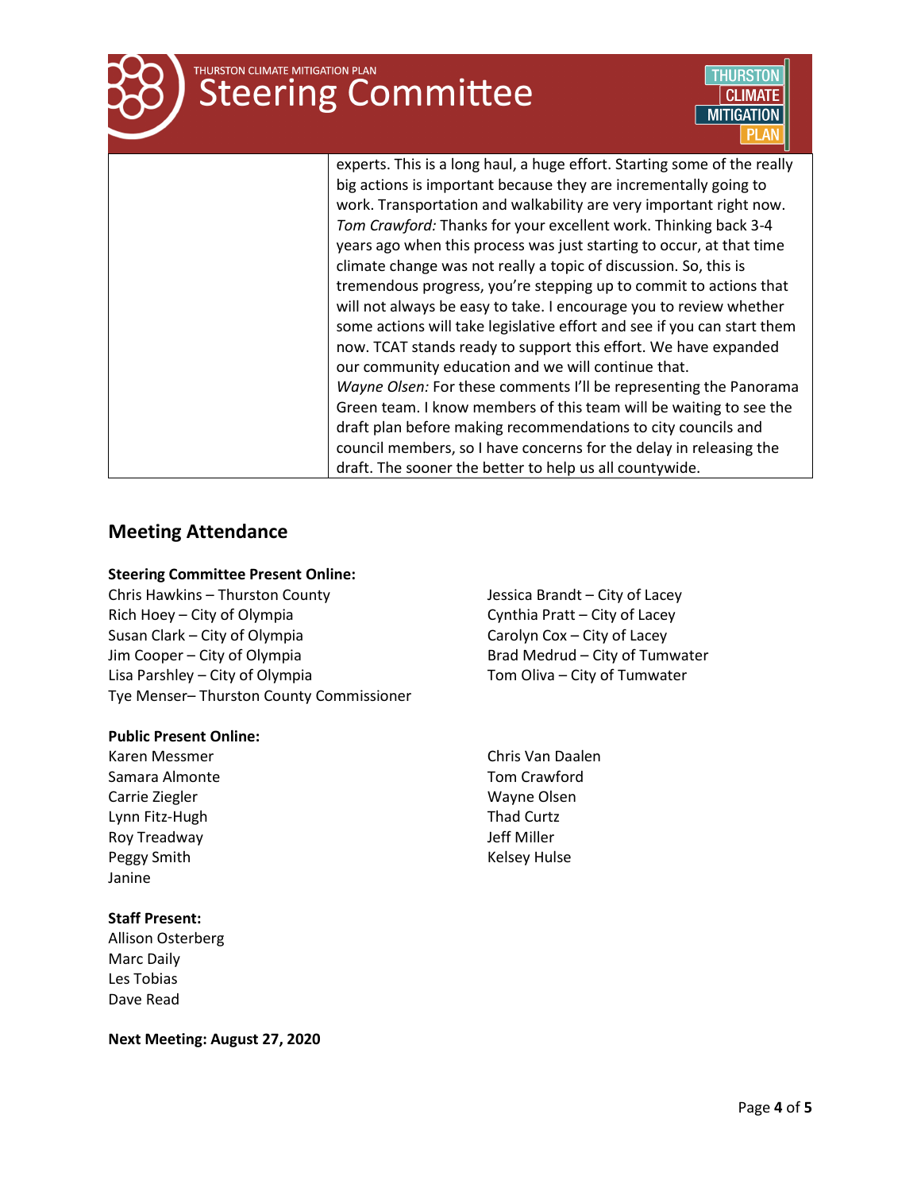| | |
|---|---|
| | experts. This is a long haul, a huge effort. Starting some of the really big actions is important because they are incrementally going to work. Transportation and walkability are very important right now. *Tom Crawford:* Thanks for your excellent work. Thinking back 3-4 years ago when this process was just starting to occur, at that time climate change was not really a topic of discussion. So, this is tremendous progress, you're stepping up to commit to actions that will not always be easy to take. I encourage you to review whether some actions will take legislative effort and see if you can start them now. TCAT stands ready to support this effort. We have expanded our community education and we will continue that. *Wayne Olsen:* For these comments I'll be representing the Panorama Green team. I know members of this team will be waiting to see the draft plan before making recommendations to city councils and council members, so I have concerns for the delay in releasing the draft. The sooner the better to help us all countywide. |

## Meeting Attendance

**Steering Committee Present Online:**

Chris Hawkins – Thurston County
Rich Hoey – City of Olympia
Susan Clark – City of Olympia
Jim Cooper – City of Olympia
Lisa Parshley – City of Olympia
Tye Menser– Thurston County Commissioner
Jessica Brandt – City of Lacey
Cynthia Pratt – City of Lacey
Carolyn Cox – City of Lacey
Brad Medrud – City of Tumwater
Tom Oliva – City of Tumwater

**Public Present Online:**

Karen Messmer
Samara Almonte
Carrie Ziegler
Lynn Fitz-Hugh
Roy Treadway
Peggy Smith
Janine
Chris Van Daalen
Tom Crawford
Wayne Olsen
Thad Curtz
Jeff Miller
Kelsey Hulse

**Staff Present:**

Allison Osterberg
Marc Daily
Les Tobias
Dave Read

**Next Meeting: August 27, 2020**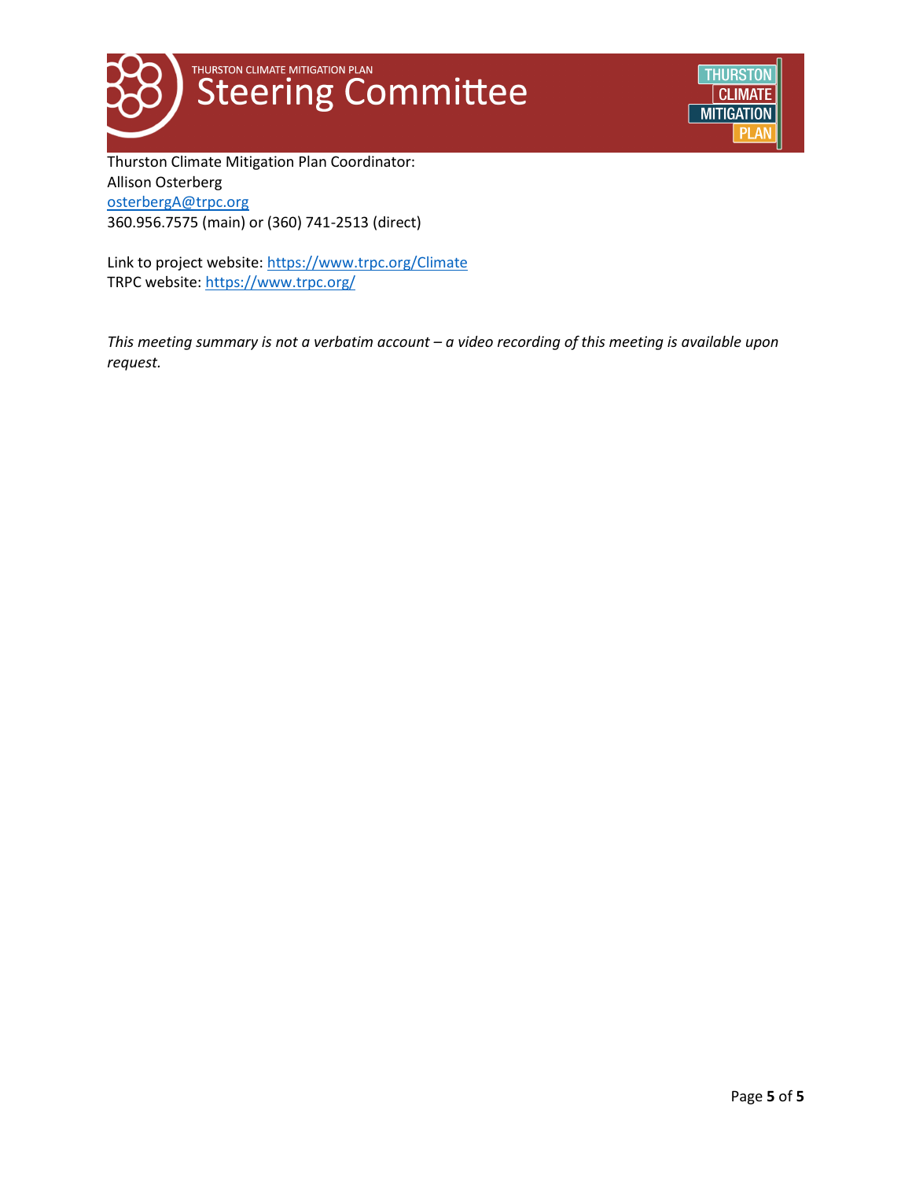Thurston Climate Mitigation Plan Coordinator:
Allison Osterberg
osterbergA@trpc.org
360.956.7575 (main) or (360) 741-2513 (direct)

Link to project website: https://www.trpc.org/Climate
TRPC website: https://www.trpc.org/

*This meeting summary is not a verbatim account – a video recording of this meeting is available upon request.*